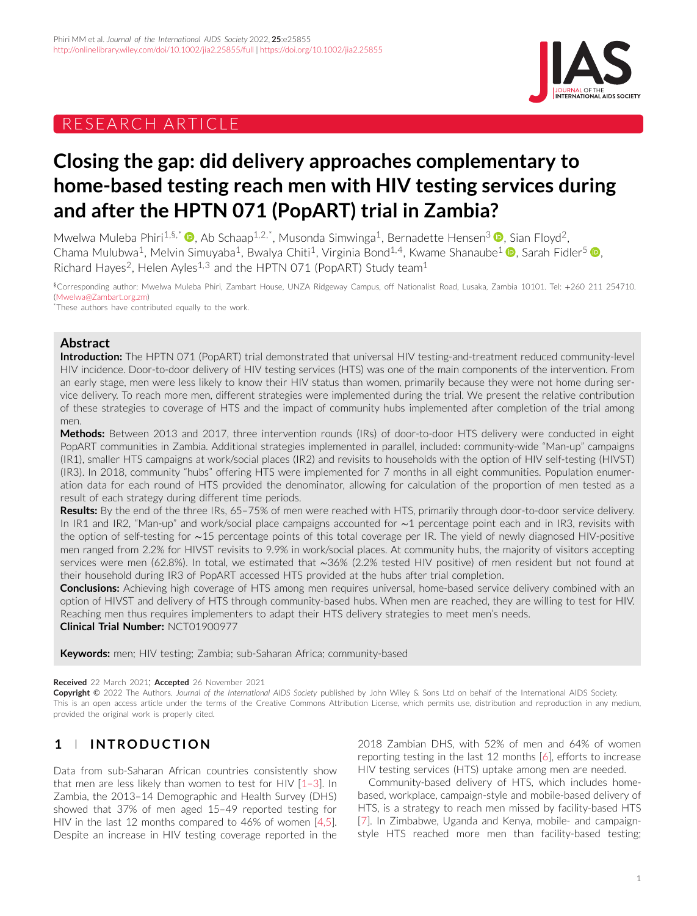RESEARCH ARTICLE

# Closing the gap: did delivery approaches complementary to home-based testing reach men with HIV testing services during and after the HPTN 071 (PopART) trial in Zambia?

Mwelwa Muleba Phiri[1,§,*], Ab Schaap[1,2,*], Musonda Simwinga[1], Bernadette Hensen[3], Sian Floyd[2], Chama Mulubwa[1], Melvin Simuyaba[1], Bwalya Chiti[1], Virginia Bond[1,4], Kwame Shanaube[1], Sarah Fidler[5], Richard Hayes[2], Helen Ayles[1,3] and the HPTN 071 (PopART) Study team[1]

[§]Corresponding author: Mwelwa Muleba Phiri, Zambart House, UNZA Ridgeway Campus, off Nationalist Road, Lusaka, Zambia 10101. Tel: +260 211 254710. (Mwelwa@Zambart.org.zm)

[*]These authors have contributed equally to the work.

## Abstract

**Introduction:** The HPTN 071 (PopART) trial demonstrated that universal HIV testing-and-treatment reduced community-level HIV incidence. Door-to-door delivery of HIV testing services (HTS) was one of the main components of the intervention. From an early stage, men were less likely to know their HIV status than women, primarily because they were not home during service delivery. To reach more men, different strategies were implemented during the trial. We present the relative contribution of these strategies to coverage of HTS and the impact of community hubs implemented after completion of the trial among men.

**Methods:** Between 2013 and 2017, three intervention rounds (IRs) of door-to-door HTS delivery were conducted in eight PopART communities in Zambia. Additional strategies implemented in parallel, included: community-wide "Man-up" campaigns (IR1), smaller HTS campaigns at work/social places (IR2) and revisits to households with the option of HIV self-testing (HIVST) (IR3). In 2018, community "hubs" offering HTS were implemented for 7 months in all eight communities. Population enumeration data for each round of HTS provided the denominator, allowing for calculation of the proportion of men tested as a result of each strategy during different time periods.

**Results:** By the end of the three IRs, 65–75% of men were reached with HTS, primarily through door-to-door service delivery. In IR1 and IR2, "Man-up" and work/social place campaigns accounted for ∼1 percentage point each and in IR3, revisits with the option of self-testing for ∼15 percentage points of this total coverage per IR. The yield of newly diagnosed HIV-positive men ranged from 2.2% for HIVST revisits to 9.9% in work/social places. At community hubs, the majority of visitors accepting services were men (62.8%). In total, we estimated that ∼36% (2.2% tested HIV positive) of men resident but not found at their household during IR3 of PopART accessed HTS provided at the hubs after trial completion.

**Conclusions:** Achieving high coverage of HTS among men requires universal, home-based service delivery combined with an option of HIVST and delivery of HTS through community-based hubs. When men are reached, they are willing to test for HIV. Reaching men thus requires implementers to adapt their HTS delivery strategies to meet men's needs.

**Clinical Trial Number:** NCT01900977

**Keywords:** men; HIV testing; Zambia; sub-Saharan Africa; community-based

**Received** 22 March 2021; **Accepted** 26 November 2021

**Copyright** © 2022 The Authors. *Journal of the International AIDS Society* published by John Wiley & Sons Ltd on behalf of the International AIDS Society. This is an open access article under the terms of the Creative Commons Attribution License, which permits use, distribution and reproduction in any medium, provided the original work is properly cited.

## 1 | INTRODUCTION

Data from sub-Saharan African countries consistently show that men are less likely than women to test for HIV [1–3]. In Zambia, the 2013–14 Demographic and Health Survey (DHS) showed that 37% of men aged 15–49 reported testing for HIV in the last 12 months compared to 46% of women [4,5]. Despite an increase in HIV testing coverage reported in the 2018 Zambian DHS, with 52% of men and 64% of women reporting testing in the last 12 months [6], efforts to increase HIV testing services (HTS) uptake among men are needed.

Community-based delivery of HTS, which includes home-based, workplace, campaign-style and mobile-based delivery of HTS, is a strategy to reach men missed by facility-based HTS [7]. In Zimbabwe, Uganda and Kenya, mobile- and campaign-style HTS reached more men than facility-based testing;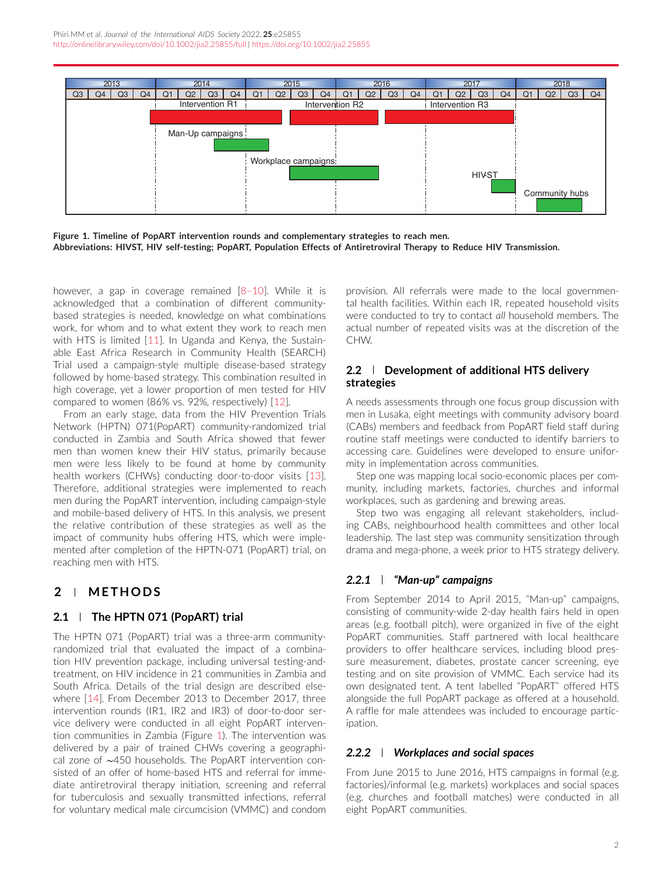Figure 1. Timeline of PopART intervention rounds and complementary strategies to reach men.
Abbreviations: HIVST, HIV self-testing; PopART, Population Effects of Antiretroviral Therapy to Reduce HIV Transmission.

however, a gap in coverage remained [8–10]. While it is acknowledged that a combination of different community-based strategies is needed, knowledge on what combinations work, for whom and to what extent they work to reach men with HTS is limited [11]. In Uganda and Kenya, the Sustainable East Africa Research in Community Health (SEARCH) Trial used a campaign-style multiple disease-based strategy followed by home-based strategy. This combination resulted in high coverage, yet a lower proportion of men tested for HIV compared to women (86% vs. 92%, respectively) [12].

From an early stage, data from the HIV Prevention Trials Network (HPTN) 071(PopART) community-randomized trial conducted in Zambia and South Africa showed that fewer men than women knew their HIV status, primarily because men were less likely to be found at home by community health workers (CHWs) conducting door-to-door visits [13]. Therefore, additional strategies were implemented to reach men during the PopART intervention, including campaign-style and mobile-based delivery of HTS. In this analysis, we present the relative contribution of these strategies as well as the impact of community hubs offering HTS, which were implemented after completion of the HPTN-071 (PopART) trial, on reaching men with HTS.

## 2 | METHODS

### 2.1 | The HPTN 071 (PopART) trial

The HPTN 071 (PopART) trial was a three-arm community-randomized trial that evaluated the impact of a combination HIV prevention package, including universal testing-and-treatment, on HIV incidence in 21 communities in Zambia and South Africa. Details of the trial design are described elsewhere [14]. From December 2013 to December 2017, three intervention rounds (IR1, IR2 and IR3) of door-to-door service delivery were conducted in all eight PopART intervention communities in Zambia (Figure 1). The intervention was delivered by a pair of trained CHWs covering a geographical zone of ∼450 households. The PopART intervention consisted of an offer of home-based HTS and referral for immediate antiretroviral therapy initiation, screening and referral for tuberculosis and sexually transmitted infections, referral for voluntary medical male circumcision (VMMC) and condom provision. All referrals were made to the local governmental health facilities. Within each IR, repeated household visits were conducted to try to contact *all* household members. The actual number of repeated visits was at the discretion of the CHW.

### 2.2 | Development of additional HTS delivery strategies

A needs assessments through one focus group discussion with men in Lusaka, eight meetings with community advisory board (CABs) members and feedback from PopART field staff during routine staff meetings were conducted to identify barriers to accessing care. Guidelines were developed to ensure uniformity in implementation across communities.

Step one was mapping local socio-economic places per community, including markets, factories, churches and informal workplaces, such as gardening and brewing areas.

Step two was engaging all relevant stakeholders, including CABs, neighbourhood health committees and other local leadership. The last step was community sensitization through drama and mega-phone, a week prior to HTS strategy delivery.

#### *2.2.1 | "Man-up" campaigns*

From September 2014 to April 2015, "Man-up" campaigns, consisting of community-wide 2-day health fairs held in open areas (e.g. football pitch), were organized in five of the eight PopART communities. Staff partnered with local healthcare providers to offer healthcare services, including blood pressure measurement, diabetes, prostate cancer screening, eye testing and on site provision of VMMC. Each service had its own designated tent. A tent labelled "PopART" offered HTS alongside the full PopART package as offered at a household. A raffle for male attendees was included to encourage participation.

#### *2.2.2 | Workplaces and social spaces*

From June 2015 to June 2016, HTS campaigns in formal (e.g. factories)/informal (e.g. markets) workplaces and social spaces (e.g. churches and football matches) were conducted in all eight PopART communities.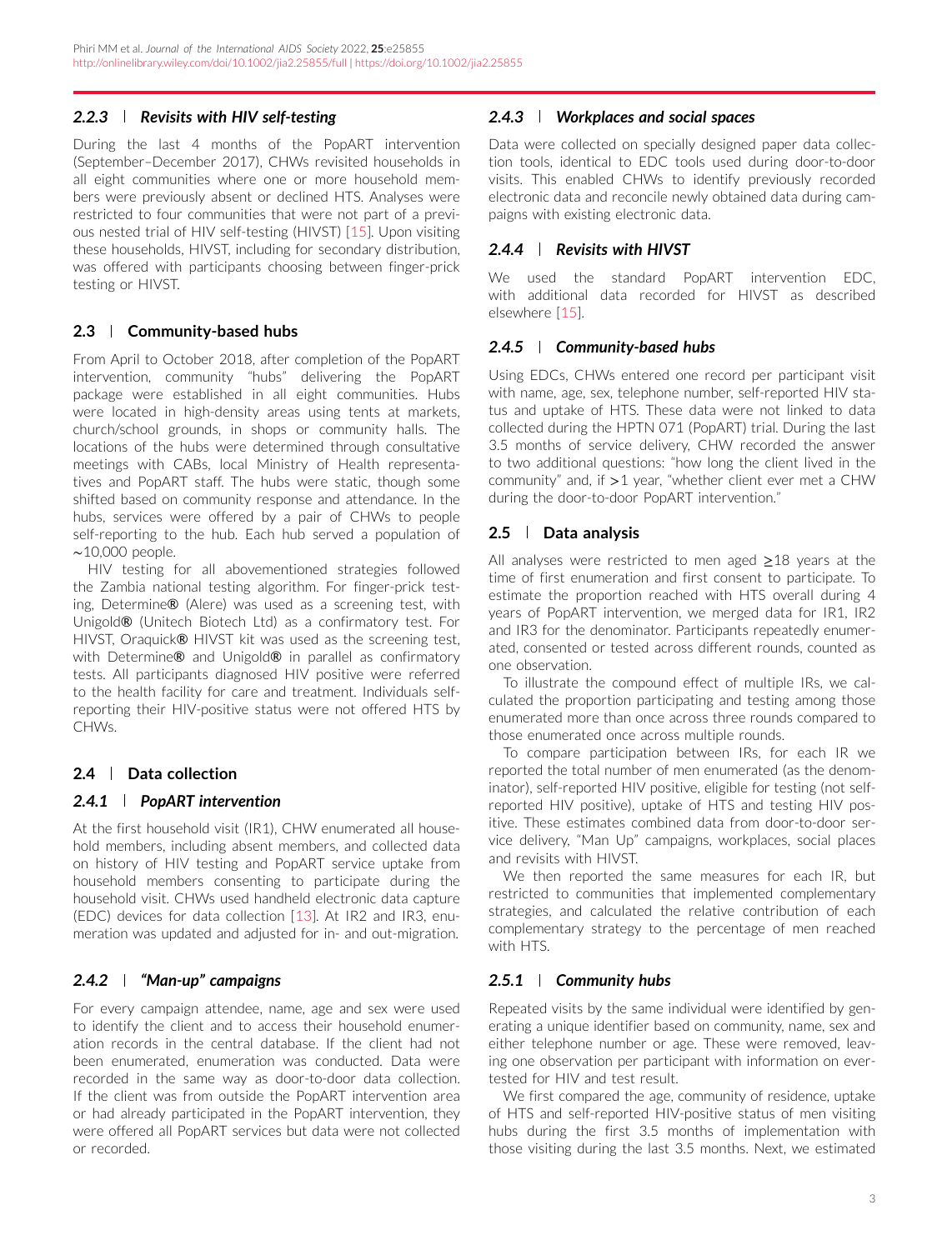#### 2.2.3 | Revisits with HIV self-testing

During the last 4 months of the PopART intervention (September–December 2017), CHWs revisited households in all eight communities where one or more household members were previously absent or declined HTS. Analyses were restricted to four communities that were not part of a previous nested trial of HIV self-testing (HIVST) [15]. Upon visiting these households, HIVST, including for secondary distribution, was offered with participants choosing between finger-prick testing or HIVST.

### 2.3 | Community-based hubs

From April to October 2018, after completion of the PopART intervention, community "hubs" delivering the PopART package were established in all eight communities. Hubs were located in high-density areas using tents at markets, church/school grounds, in shops or community halls. The locations of the hubs were determined through consultative meetings with CABs, local Ministry of Health representatives and PopART staff. The hubs were static, though some shifted based on community response and attendance. In the hubs, services were offered by a pair of CHWs to people self-reporting to the hub. Each hub served a population of ~10,000 people.

HIV testing for all abovementioned strategies followed the Zambia national testing algorithm. For finger-prick testing, Determine® (Alere) was used as a screening test, with Unigold® (Unitech Biotech Ltd) as a confirmatory test. For HIVST, Oraquick® HIVST kit was used as the screening test, with Determine® and Unigold® in parallel as confirmatory tests. All participants diagnosed HIV positive were referred to the health facility for care and treatment. Individuals self-reporting their HIV-positive status were not offered HTS by CHWs.

### 2.4 | Data collection

#### 2.4.1 | PopART intervention

At the first household visit (IR1), CHW enumerated all household members, including absent members, and collected data on history of HIV testing and PopART service uptake from household members consenting to participate during the household visit. CHWs used handheld electronic data capture (EDC) devices for data collection [13]. At IR2 and IR3, enumeration was updated and adjusted for in- and out-migration.

#### 2.4.2 | "Man-up" campaigns

For every campaign attendee, name, age and sex were used to identify the client and to access their household enumeration records in the central database. If the client had not been enumerated, enumeration was conducted. Data were recorded in the same way as door-to-door data collection. If the client was from outside the PopART intervention area or had already participated in the PopART intervention, they were offered all PopART services but data were not collected or recorded.

#### 2.4.3 | Workplaces and social spaces

Data were collected on specially designed paper data collection tools, identical to EDC tools used during door-to-door visits. This enabled CHWs to identify previously recorded electronic data and reconcile newly obtained data during campaigns with existing electronic data.

#### 2.4.4 | Revisits with HIVST

We used the standard PopART intervention EDC, with additional data recorded for HIVST as described elsewhere [15].

#### 2.4.5 | Community-based hubs

Using EDCs, CHWs entered one record per participant visit with name, age, sex, telephone number, self-reported HIV status and uptake of HTS. These data were not linked to data collected during the HPTN 071 (PopART) trial. During the last 3.5 months of service delivery, CHW recorded the answer to two additional questions: "how long the client lived in the community" and, if >1 year, "whether client ever met a CHW during the door-to-door PopART intervention."

### 2.5 | Data analysis

All analyses were restricted to men aged ≥18 years at the time of first enumeration and first consent to participate. To estimate the proportion reached with HTS overall during 4 years of PopART intervention, we merged data for IR1, IR2 and IR3 for the denominator. Participants repeatedly enumerated, consented or tested across different rounds, counted as one observation.

To illustrate the compound effect of multiple IRs, we calculated the proportion participating and testing among those enumerated more than once across three rounds compared to those enumerated once across multiple rounds.

To compare participation between IRs, for each IR we reported the total number of men enumerated (as the denominator), self-reported HIV positive, eligible for testing (not self-reported HIV positive), uptake of HTS and testing HIV positive. These estimates combined data from door-to-door service delivery, "Man Up" campaigns, workplaces, social places and revisits with HIVST.

We then reported the same measures for each IR, but restricted to communities that implemented complementary strategies, and calculated the relative contribution of each complementary strategy to the percentage of men reached with HTS.

#### 2.5.1 | Community hubs

Repeated visits by the same individual were identified by generating a unique identifier based on community, name, sex and either telephone number or age. These were removed, leaving one observation per participant with information on ever-tested for HIV and test result.

We first compared the age, community of residence, uptake of HTS and self-reported HIV-positive status of men visiting hubs during the first 3.5 months of implementation with those visiting during the last 3.5 months. Next, we estimated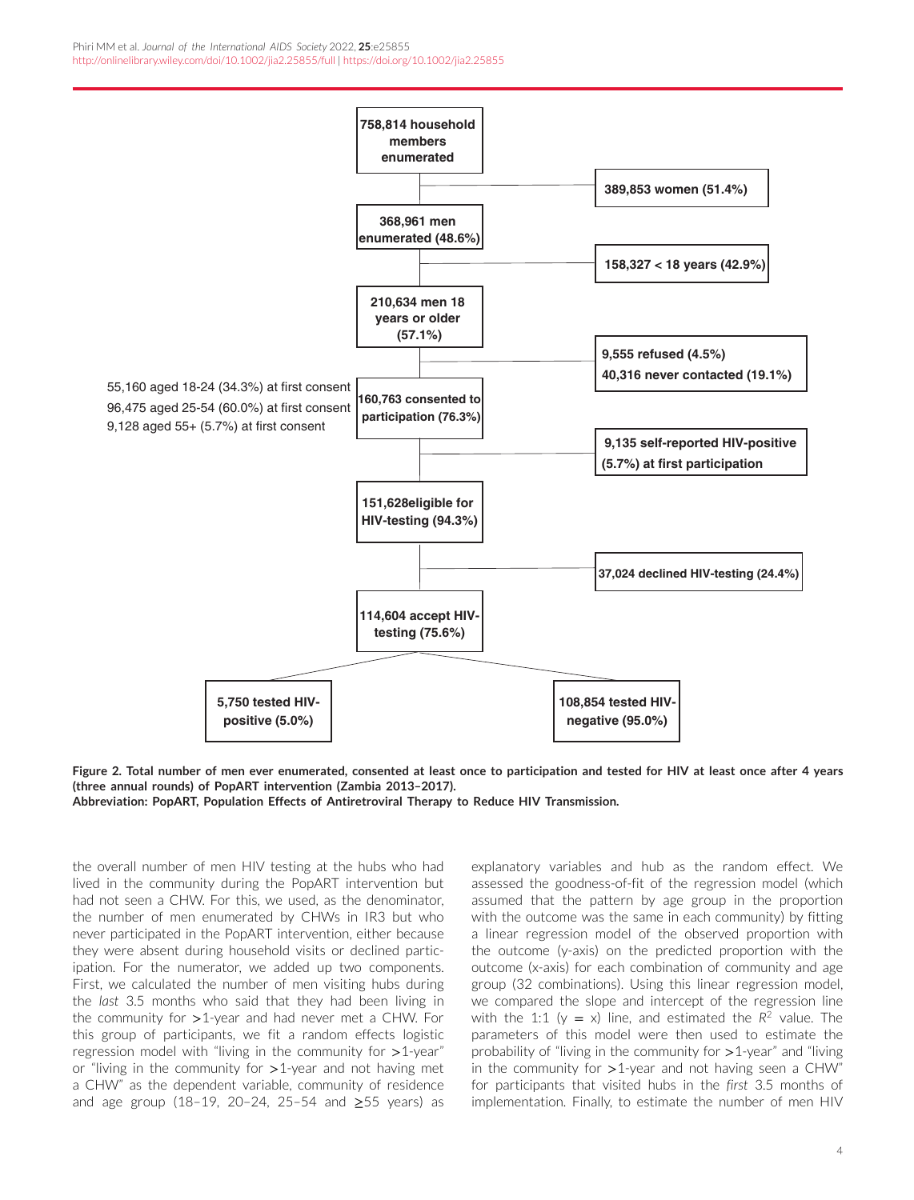758,814 household members enumerated

389,853 women (51.4%)

368,961 men enumerated (48.6%)

158,327 < 18 years (42.9%)

210,634 men 18 years or older (57.1%)

9,555 refused (4.5%)
40,316 never contacted (19.1%)

55,160 aged 18-24 (34.3%) at first consent
96,475 aged 25-54 (60.0%) at first consent
9,128 aged 55+ (5.7%) at first consent

160,763 consented to participation (76.3%)

9,135 self-reported HIV-positive (5.7%) at first participation

151,628eligible for HIV-testing (94.3%)

37,024 declined HIV-testing (24.4%)

114,604 accept HIV-testing (75.6%)

5,750 tested HIV-positive (5.0%)

108,854 tested HIV-negative (95.0%)

**Figure 2. Total number of men ever enumerated, consented at least once to participation and tested for HIV at least once after 4 years (three annual rounds) of PopART intervention (Zambia 2013–2017).**
**Abbreviation: PopART, Population Effects of Antiretroviral Therapy to Reduce HIV Transmission.**

the overall number of men HIV testing at the hubs who had lived in the community during the PopART intervention but had not seen a CHW. For this, we used, as the denominator, the number of men enumerated by CHWs in IR3 but who never participated in the PopART intervention, either because they were absent during household visits or declined participation. For the numerator, we added up two components. First, we calculated the number of men visiting hubs during the *last* 3.5 months who said that they had been living in the community for >1-year and had never met a CHW. For this group of participants, we fit a random effects logistic regression model with "living in the community for >1-year" or "living in the community for >1-year and not having met a CHW" as the dependent variable, community of residence and age group (18–19, 20–24, 25–54 and ≥55 years) as explanatory variables and hub as the random effect. We assessed the goodness-of-fit of the regression model (which assumed that the pattern by age group in the proportion with the outcome was the same in each community) by fitting a linear regression model of the observed proportion with the outcome (y-axis) on the predicted proportion with the outcome (x-axis) for each combination of community and age group (32 combinations). Using this linear regression model, we compared the slope and intercept of the regression line with the 1:1 (y = x) line, and estimated the $R^2$ value. The parameters of this model were then used to estimate the probability of "living in the community for >1-year" and "living in the community for >1-year and not having seen a CHW" for participants that visited hubs in the *first* 3.5 months of implementation. Finally, to estimate the number of men HIV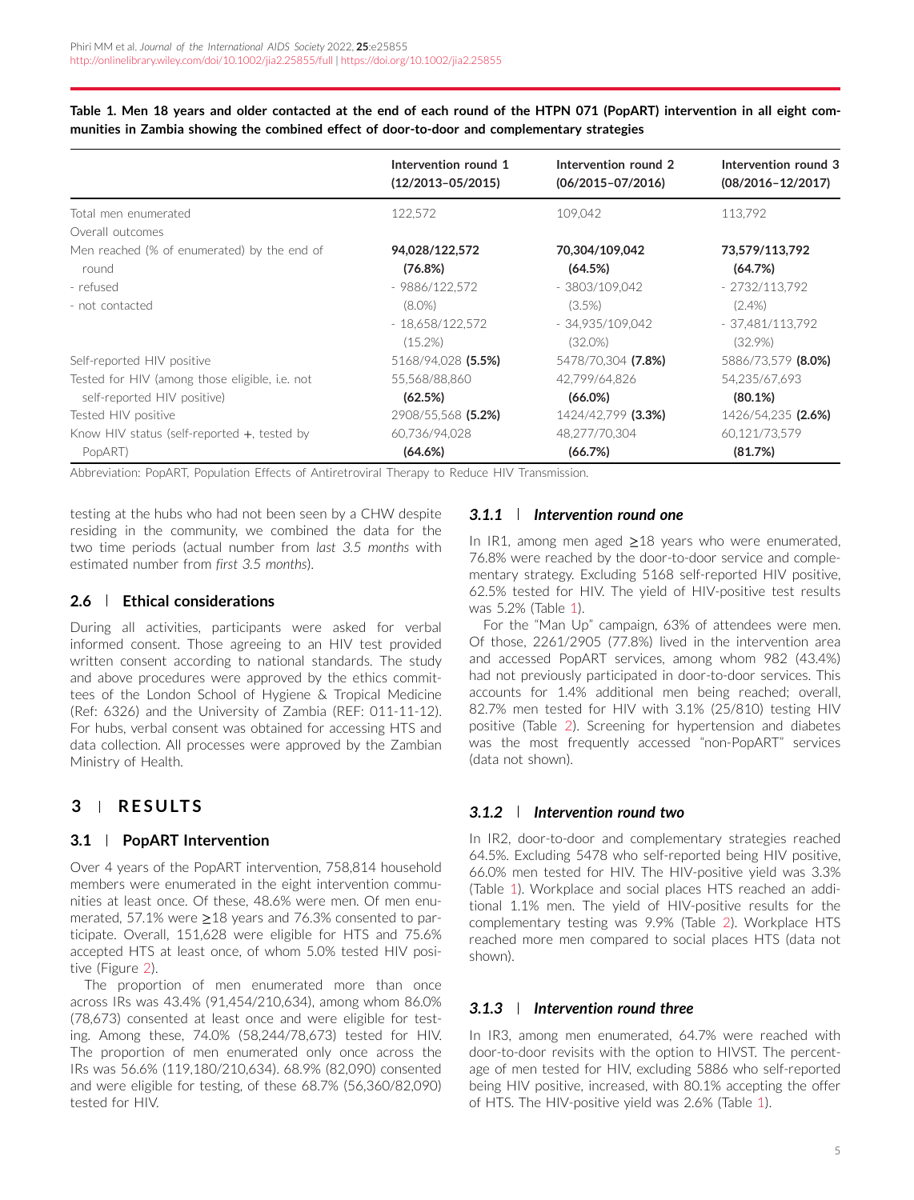**Table 1. Men 18 years and older contacted at the end of each round of the HTPN 071 (PopART) intervention in all eight communities in Zambia showing the combined effect of door-to-door and complementary strategies**

| | Intervention round 1 (12/2013–05/2015) | Intervention round 2 (06/2015–07/2016) | Intervention round 3 (08/2016–12/2017) |
|---|---|---|---|
| Total men enumerated | 122,572 | 109,042 | 113,792 |
| Overall outcomes | | | |
| Men reached (% of enumerated) by the end of round | **94,028/122,572 (76.8%)** | **70,304/109,042 (64.5%)** | **73,579/113,792 (64.7%)** |
| - refused | - 9886/122,572 (8.0%) | - 3803/109,042 (3.5%) | - 2732/113,792 (2.4%) |
| - not contacted | - 18,658/122,572 (15.2%) | - 34,935/109,042 (32.0%) | - 37,481/113,792 (32.9%) |
| Self-reported HIV positive | 5168/94,028 **(5.5%)** | 5478/70,304 **(7.8%)** | 5886/73,579 **(8.0%)** |
| Tested for HIV (among those eligible, i.e. not self-reported HIV positive) | 55,568/88,860 **(62.5%)** | 42,799/64,826 **(66.0%)** | 54,235/67,693 **(80.1%)** |
| Tested HIV positive | 2908/55,568 **(5.2%)** | 1424/42,799 **(3.3%)** | 1426/54,235 **(2.6%)** |
| Know HIV status (self-reported +, tested by PopART) | 60,736/94,028 **(64.6%)** | 48,277/70,304 **(66.7%)** | 60,121/73,579 **(81.7%)** |

Abbreviation: PopART, Population Effects of Antiretroviral Therapy to Reduce HIV Transmission.

testing at the hubs who had not been seen by a CHW despite residing in the community, we combined the data for the two time periods (actual number from *last 3.5 months* with estimated number from *first 3.5 months*).

## 2.6 | Ethical considerations

During all activities, participants were asked for verbal informed consent. Those agreeing to an HIV test provided written consent according to national standards. The study and above procedures were approved by the ethics committees of the London School of Hygiene & Tropical Medicine (Ref: 6326) and the University of Zambia (REF: 011-11-12). For hubs, verbal consent was obtained for accessing HTS and data collection. All processes were approved by the Zambian Ministry of Health.

# 3 | RESULTS

## 3.1 | PopART Intervention

Over 4 years of the PopART intervention, 758,814 household members were enumerated in the eight intervention communities at least once. Of these, 48.6% were men. Of men enumerated, 57.1% were ≥18 years and 76.3% consented to participate. Overall, 151,628 were eligible for HTS and 75.6% accepted HTS at least once, of whom 5.0% tested HIV positive (Figure 2).

The proportion of men enumerated more than once across IRs was 43.4% (91,454/210,634), among whom 86.0% (78,673) consented at least once and were eligible for testing. Among these, 74.0% (58,244/78,673) tested for HIV. The proportion of men enumerated only once across the IRs was 56.6% (119,180/210,634). 68.9% (82,090) consented and were eligible for testing, of these 68.7% (56,360/82,090) tested for HIV.

### *3.1.1 | Intervention round one*

In IR1, among men aged ≥18 years who were enumerated, 76.8% were reached by the door-to-door service and complementary strategy. Excluding 5168 self-reported HIV positive, 62.5% tested for HIV. The yield of HIV-positive test results was 5.2% (Table 1).

For the "Man Up" campaign, 63% of attendees were men. Of those, 2261/2905 (77.8%) lived in the intervention area and accessed PopART services, among whom 982 (43.4%) had not previously participated in door-to-door services. This accounts for 1.4% additional men being reached; overall, 82.7% men tested for HIV with 3.1% (25/810) testing HIV positive (Table 2). Screening for hypertension and diabetes was the most frequently accessed "non-PopART" services (data not shown).

### *3.1.2 | Intervention round two*

In IR2, door-to-door and complementary strategies reached 64.5%. Excluding 5478 who self-reported being HIV positive, 66.0% men tested for HIV. The HIV-positive yield was 3.3% (Table 1). Workplace and social places HTS reached an additional 1.1% men. The yield of HIV-positive results for the complementary testing was 9.9% (Table 2). Workplace HTS reached more men compared to social places HTS (data not shown).

### *3.1.3 | Intervention round three*

In IR3, among men enumerated, 64.7% were reached with door-to-door revisits with the option to HIVST. The percentage of men tested for HIV, excluding 5886 who self-reported being HIV positive, increased, with 80.1% accepting the offer of HTS. The HIV-positive yield was 2.6% (Table 1).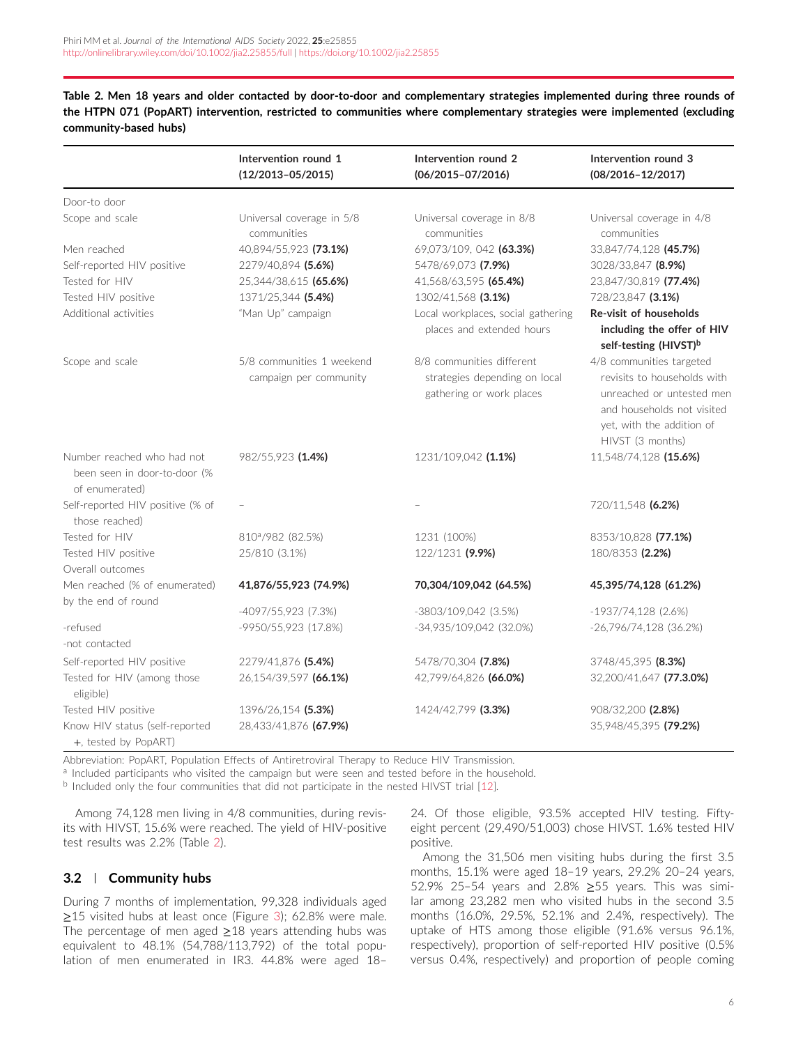**Table 2. Men 18 years and older contacted by door-to-door and complementary strategies implemented during three rounds of the HTPN 071 (PopART) intervention, restricted to communities where complementary strategies were implemented (excluding community-based hubs)**

| | Intervention round 1 (12/2013–05/2015) | Intervention round 2 (06/2015–07/2016) | Intervention round 3 (08/2016–12/2017) |
|---|---|---|---|
| Door-to door | | | |
| Scope and scale | Universal coverage in 5/8 communities | Universal coverage in 8/8 communities | Universal coverage in 4/8 communities |
| Men reached | 40,894/55,923 **(73.1%)** | 69,073/109, 042 **(63.3%)** | 33,847/74,128 **(45.7%)** |
| Self-reported HIV positive | 2279/40,894 **(5.6%)** | 5478/69,073 **(7.9%)** | 3028/33,847 **(8.9%)** |
| Tested for HIV | 25,344/38,615 **(65.6%)** | 41,568/63,595 **(65.4%)** | 23,847/30,819 **(77.4%)** |
| Tested HIV positive | 1371/25,344 **(5.4%)** | 1302/41,568 **(3.1%)** | 728/23,847 **(3.1%)** |
| Additional activities | "Man Up" campaign | Local workplaces, social gathering places and extended hours | **Re-visit of households including the offer of HIV self-testing (HIVST)[b]** |
| Scope and scale | 5/8 communities 1 weekend campaign per community | 8/8 communities different strategies depending on local gathering or work places | 4/8 communities targeted revisits to households with unreached or untested men and households not visited yet, with the addition of HIVST (3 months) |
| Number reached who had not been seen in door-to-door (% of enumerated) | 982/55,923 **(1.4%)** | 1231/109,042 **(1.1%)** | 11,548/74,128 **(15.6%)** |
| Self-reported HIV positive (% of those reached) | – | – | 720/11,548 **(6.2%)** |
| Tested for HIV | 810[a]/982 (82.5%) | 1231 (100%) | 8353/10,828 **(77.1%)** |
| Tested HIV positive | 25/810 (3.1%) | 122/1231 **(9.9%)** | 180/8353 **(2.2%)** |
| Overall outcomes | | | |
| Men reached (% of enumerated) by the end of round | **41,876/55,923 (74.9%)** | **70,304/109,042 (64.5%)** | **45,395/74,128 (61.2%)** |
| -refused | -4097/55,923 (7.3%) | -3803/109,042 (3.5%) | -1937/74,128 (2.6%) |
| -not contacted | -9950/55,923 (17.8%) | -34,935/109,042 (32.0%) | -26,796/74,128 (36.2%) |
| Self-reported HIV positive | 2279/41,876 **(5.4%)** | 5478/70,304 **(7.8%)** | 3748/45,395 **(8.3%)** |
| Tested for HIV (among those eligible) | 26,154/39,597 **(66.1%)** | 42,799/64,826 **(66.0%)** | 32,200/41,647 **(77.3.0%)** |
| Tested HIV positive | 1396/26,154 **(5.3%)** | 1424/42,799 **(3.3%)** | 908/32,200 **(2.8%)** |
| Know HIV status (self-reported +, tested by PopART) | 28,433/41,876 **(67.9%)** | | 35,948/45,395 **(79.2%)** |

Abbreviation: PopART, Population Effects of Antiretroviral Therapy to Reduce HIV Transmission.
[a] Included participants who visited the campaign but were seen and tested before in the household.
[b] Included only the four communities that did not participate in the nested HIVST trial [12].

Among 74,128 men living in 4/8 communities, during revisits with HIVST, 15.6% were reached. The yield of HIV-positive test results was 2.2% (Table 2).

## 3.2 | Community hubs

During 7 months of implementation, 99,328 individuals aged ≥15 visited hubs at least once (Figure 3); 62.8% were male. The percentage of men aged ≥18 years attending hubs was equivalent to 48.1% (54,788/113,792) of the total population of men enumerated in IR3. 44.8% were aged 18–24. Of those eligible, 93.5% accepted HIV testing. Fifty-eight percent (29,490/51,003) chose HIVST. 1.6% tested HIV positive.

Among the 31,506 men visiting hubs during the first 3.5 months, 15.1% were aged 18–19 years, 29.2% 20–24 years, 52.9% 25–54 years and 2.8% ≥55 years. This was similar among 23,282 men who visited hubs in the second 3.5 months (16.0%, 29.5%, 52.1% and 2.4%, respectively). The uptake of HTS among those eligible (91.6% versus 96.1%, respectively), proportion of self-reported HIV positive (0.5% versus 0.4%, respectively) and proportion of people coming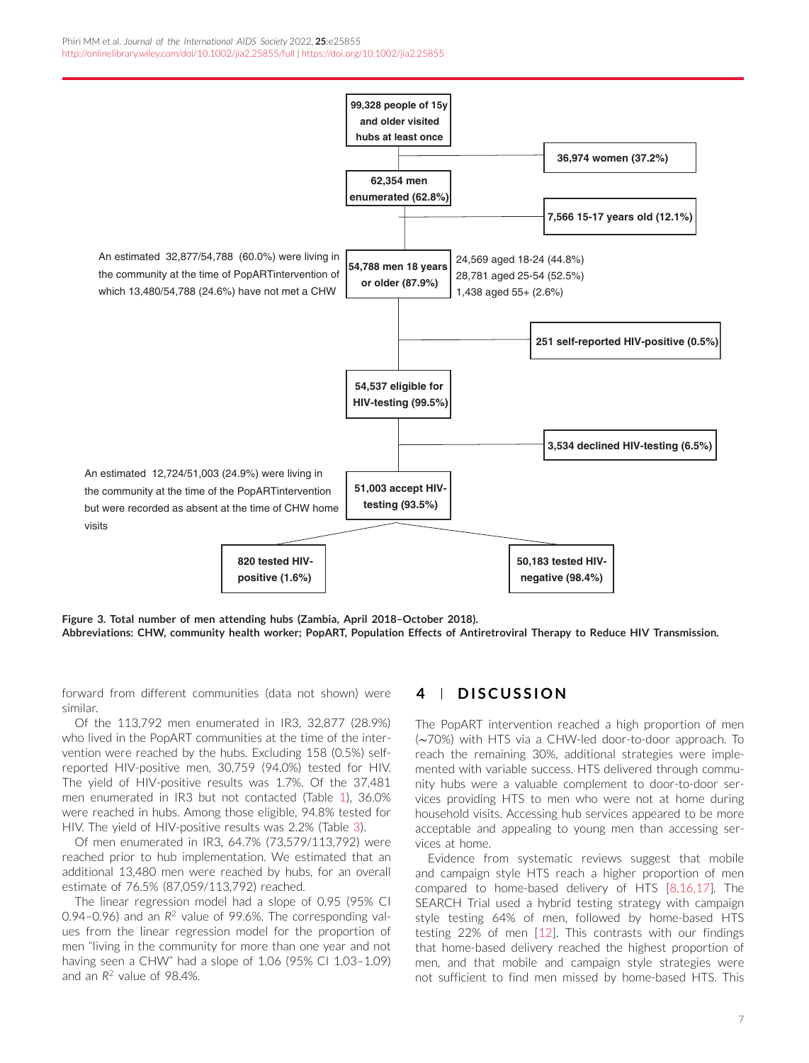99,328 people of 15y and older visited hubs at least once

36,974 women (37.2%)

62,354 men enumerated (62.8%)

7,566 15-17 years old (12.1%)

An estimated 32,877/54,788 (60.0%) were living in the community at the time of PopARTintervention of which 13,480/54,788 (24.6%) have not met a CHW

54,788 men 18 years or older (87.9%)

24,569 aged 18-24 (44.8%)
28,781 aged 25-54 (52.5%)
1,438 aged 55+ (2.6%)

251 self-reported HIV-positive (0.5%)

54,537 eligible for HIV-testing (99.5%)

3,534 declined HIV-testing (6.5%)

An estimated 12,724/51,003 (24.9%) were living in the community at the time of the PopARTintervention but were recorded as absent at the time of CHW home visits

51,003 accept HIV-testing (93.5%)

820 tested HIV-positive (1.6%)

50,183 tested HIV-negative (98.4%)

**Figure 3. Total number of men attending hubs (Zambia, April 2018–October 2018).**
**Abbreviations: CHW, community health worker; PopART, Population Effects of Antiretroviral Therapy to Reduce HIV Transmission.**

forward from different communities (data not shown) were similar.

Of the 113,792 men enumerated in IR3, 32,877 (28.9%) who lived in the PopART communities at the time of the intervention were reached by the hubs. Excluding 158 (0.5%) self-reported HIV-positive men, 30,759 (94.0%) tested for HIV. The yield of HIV-positive results was 1.7%. Of the 37,481 men enumerated in IR3 but not contacted (Table 1), 36.0% were reached in hubs. Among those eligible, 94.8% tested for HIV. The yield of HIV-positive results was 2.2% (Table 3).

Of men enumerated in IR3, 64.7% (73,579/113,792) were reached prior to hub implementation. We estimated that an additional 13,480 men were reached by hubs, for an overall estimate of 76.5% (87,059/113,792) reached.

The linear regression model had a slope of 0.95 (95% CI 0.94–0.96) and an $R^2$ value of 99.6%. The corresponding values from the linear regression model for the proportion of men "living in the community for more than one year and not having seen a CHW" had a slope of 1.06 (95% CI 1.03–1.09) and an $R^2$ value of 98.4%.

## 4 | DISCUSSION

The PopART intervention reached a high proportion of men (~70%) with HTS via a CHW-led door-to-door approach. To reach the remaining 30%, additional strategies were implemented with variable success. HTS delivered through community hubs were a valuable complement to door-to-door services providing HTS to men who were not at home during household visits. Accessing hub services appeared to be more acceptable and appealing to young men than accessing services at home.

Evidence from systematic reviews suggest that mobile and campaign style HTS reach a higher proportion of men compared to home-based delivery of HTS [8,16,17]. The SEARCH Trial used a hybrid testing strategy with campaign style testing 64% of men, followed by home-based HTS testing 22% of men [12]. This contrasts with our findings that home-based delivery reached the highest proportion of men, and that mobile and campaign style strategies were not sufficient to find men missed by home-based HTS. This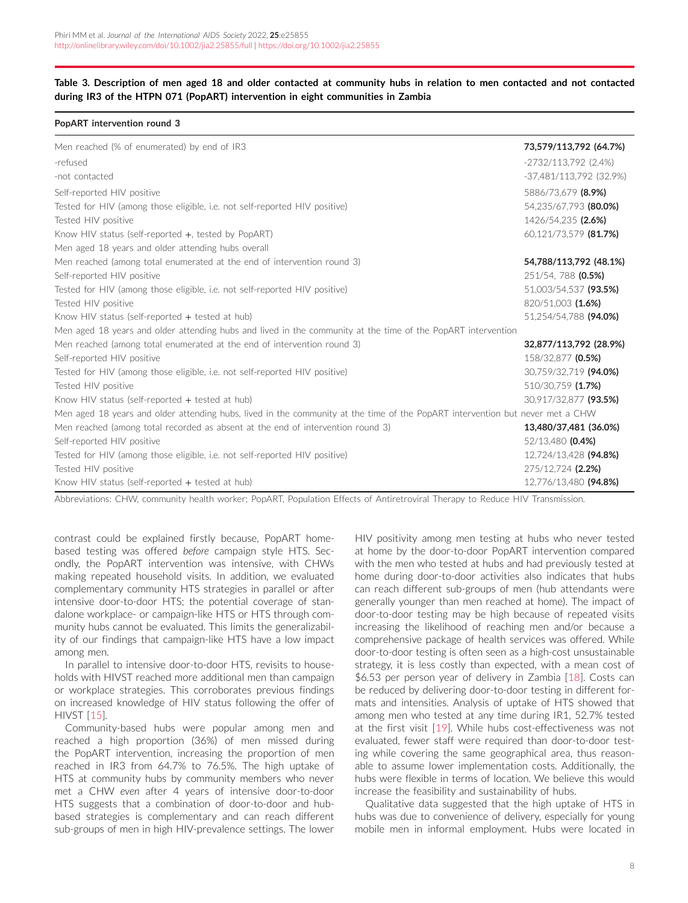**Table 3. Description of men aged 18 and older contacted at community hubs in relation to men contacted and not contacted during IR3 of the HTPN 071 (PopART) intervention in eight communities in Zambia**

| PopART intervention round 3 | |
|---|---|
| Men reached (% of enumerated) by end of IR3 | **73,579/113,792 (64.7%)** |
| -refused | -2732/113,792 (2.4%) |
| -not contacted | -37,481/113,792 (32.9%) |
| Self-reported HIV positive | 5886/73,679 **(8.9%)** |
| Tested for HIV (among those eligible, i.e. not self-reported HIV positive) | 54,235/67,793 **(80.0%)** |
| Tested HIV positive | 1426/54,235 **(2.6%)** |
| Know HIV status (self-reported +, tested by PopART) | 60,121/73,579 **(81.7%)** |
| Men aged 18 years and older attending hubs overall | |
| Men reached (among total enumerated at the end of intervention round 3) | **54,788/113,792 (48.1%)** |
| Self-reported HIV positive | 251/54, 788 **(0.5%)** |
| Tested for HIV (among those eligible, i.e. not self-reported HIV positive) | 51,003/54,537 **(93.5%)** |
| Tested HIV positive | 820/51,003 **(1.6%)** |
| Know HIV status (self-reported + tested at hub) | 51,254/54,788 **(94.0%)** |
| Men aged 18 years and older attending hubs and lived in the community at the time of the PopART intervention | |
| Men reached (among total enumerated at the end of intervention round 3) | **32,877/113,792 (28.9%)** |
| Self-reported HIV positive | 158/32,877 **(0.5%)** |
| Tested for HIV (among those eligible, i.e. not self-reported HIV positive) | 30,759/32,719 **(94.0%)** |
| Tested HIV positive | 510/30,759 **(1.7%)** |
| Know HIV status (self-reported + tested at hub) | 30,917/32,877 **(93.5%)** |
| Men aged 18 years and older attending hubs, lived in the community at the time of the PopART intervention but never met a CHW | |
| Men reached (among total recorded as absent at the end of intervention round 3) | **13,480/37,481 (36.0%)** |
| Self-reported HIV positive | 52/13,480 **(0.4%)** |
| Tested for HIV (among those eligible, i.e. not self-reported HIV positive) | 12,724/13,428 **(94.8%)** |
| Tested HIV positive | 275/12,724 **(2.2%)** |
| Know HIV status (self-reported + tested at hub) | 12,776/13,480 **(94.8%)** |

Abbreviations: CHW, community health worker; PopART, Population Effects of Antiretroviral Therapy to Reduce HIV Transmission.

contrast could be explained firstly because, PopART home-based testing was offered *before* campaign style HTS. Secondly, the PopART intervention was intensive, with CHWs making repeated household visits. In addition, we evaluated complementary community HTS strategies in parallel or after intensive door-to-door HTS; the potential coverage of standalone workplace- or campaign-like HTS or HTS through community hubs cannot be evaluated. This limits the generalizability of our findings that campaign-like HTS have a low impact among men.

In parallel to intensive door-to-door HTS, revisits to households with HIVST reached more additional men than campaign or workplace strategies. This corroborates previous findings on increased knowledge of HIV status following the offer of HIVST [15].

Community-based hubs were popular among men and reached a high proportion (36%) of men missed during the PopART intervention, increasing the proportion of men reached in IR3 from 64.7% to 76.5%. The high uptake of HTS at community hubs by community members who never met a CHW *even* after 4 years of intensive door-to-door HTS suggests that a combination of door-to-door and hub-based strategies is complementary and can reach different sub-groups of men in high HIV-prevalence settings. The lower HIV positivity among men testing at hubs who never tested at home by the door-to-door PopART intervention compared with the men who tested at hubs and had previously tested at home during door-to-door activities also indicates that hubs can reach different sub-groups of men (hub attendants were generally younger than men reached at home). The impact of door-to-door testing may be high because of repeated visits increasing the likelihood of reaching men and/or because a comprehensive package of health services was offered. While door-to-door testing is often seen as a high-cost unsustainable strategy, it is less costly than expected, with a mean cost of $6.53 per person year of delivery in Zambia [18]. Costs can be reduced by delivering door-to-door testing in different formats and intensities. Analysis of uptake of HTS showed that among men who tested at any time during IR1, 52.7% tested at the first visit [19]. While hubs cost-effectiveness was not evaluated, fewer staff were required than door-to-door testing while covering the same geographical area, thus reasonable to assume lower implementation costs. Additionally, the hubs were flexible in terms of location. We believe this would increase the feasibility and sustainability of hubs.

Qualitative data suggested that the high uptake of HTS in hubs was due to convenience of delivery, especially for young mobile men in informal employment. Hubs were located in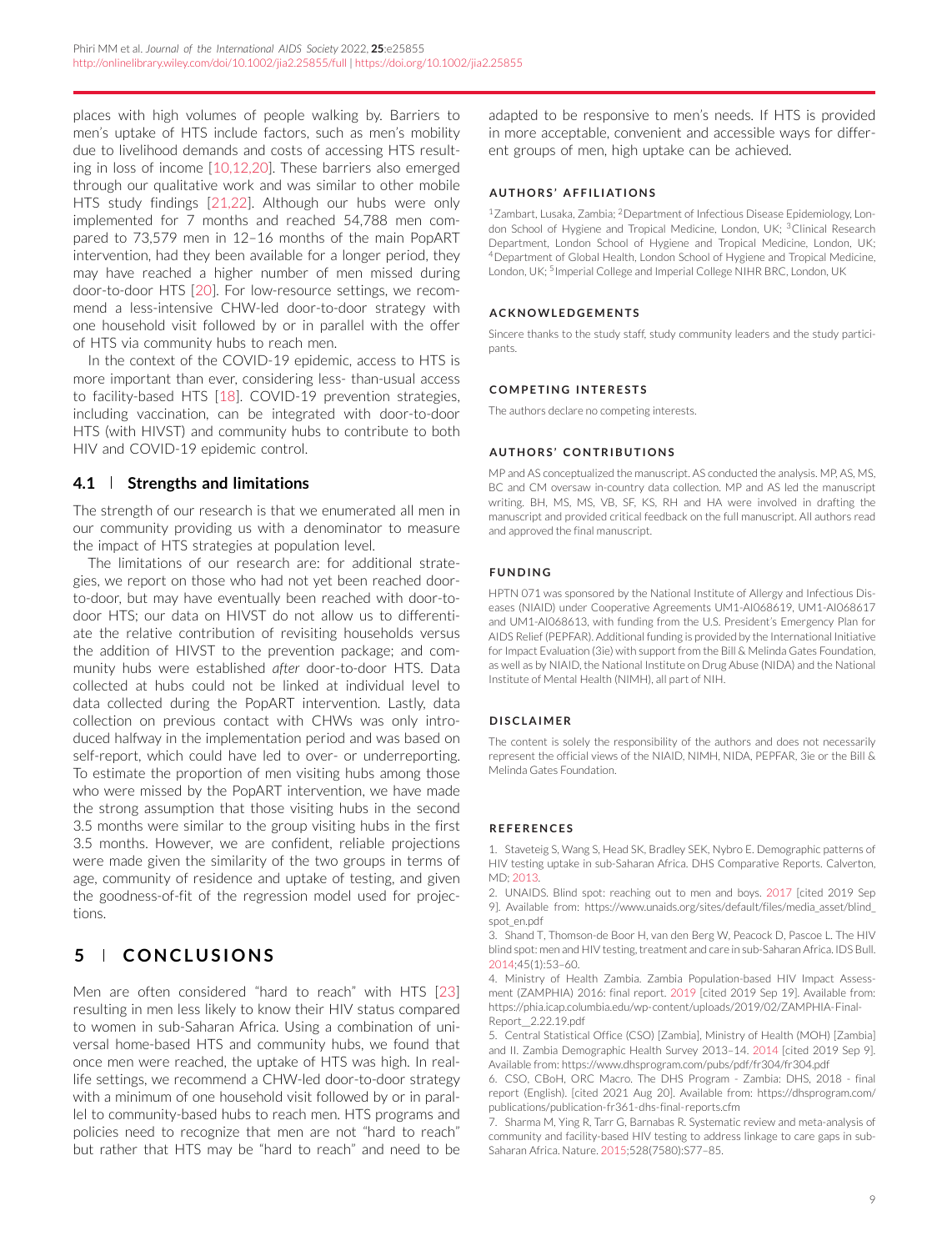places with high volumes of people walking by. Barriers to men's uptake of HTS include factors, such as men's mobility due to livelihood demands and costs of accessing HTS resulting in loss of income [10,12,20]. These barriers also emerged through our qualitative work and was similar to other mobile HTS study findings [21,22]. Although our hubs were only implemented for 7 months and reached 54,788 men compared to 73,579 men in 12–16 months of the main PopART intervention, had they been available for a longer period, they may have reached a higher number of men missed during door-to-door HTS [20]. For low-resource settings, we recommend a less-intensive CHW-led door-to-door strategy with one household visit followed by or in parallel with the offer of HTS via community hubs to reach men.

In the context of the COVID-19 epidemic, access to HTS is more important than ever, considering less- than-usual access to facility-based HTS [18]. COVID-19 prevention strategies, including vaccination, can be integrated with door-to-door HTS (with HIVST) and community hubs to contribute to both HIV and COVID-19 epidemic control.

### 4.1 | Strengths and limitations

The strength of our research is that we enumerated all men in our community providing us with a denominator to measure the impact of HTS strategies at population level.

The limitations of our research are: for additional strategies, we report on those who had not yet been reached door-to-door, but may have eventually been reached with door-to-door HTS; our data on HIVST do not allow us to differentiate the relative contribution of revisiting households versus the addition of HIVST to the prevention package; and community hubs were established *after* door-to-door HTS. Data collected at hubs could not be linked at individual level to data collected during the PopART intervention. Lastly, data collection on previous contact with CHWs was only introduced halfway in the implementation period and was based on self-report, which could have led to over- or underreporting. To estimate the proportion of men visiting hubs among those who were missed by the PopART intervention, we have made the strong assumption that those visiting hubs in the second 3.5 months were similar to the group visiting hubs in the first 3.5 months. However, we are confident, reliable projections were made given the similarity of the two groups in terms of age, community of residence and uptake of testing, and given the goodness-of-fit of the regression model used for projections.

## 5 | CONCLUSIONS

Men are often considered "hard to reach" with HTS [23] resulting in men less likely to know their HIV status compared to women in sub-Saharan Africa. Using a combination of universal home-based HTS and community hubs, we found that once men were reached, the uptake of HTS was high. In real-life settings, we recommend a CHW-led door-to-door strategy with a minimum of one household visit followed by or in parallel to community-based hubs to reach men. HTS programs and policies need to recognize that men are not "hard to reach" but rather that HTS may be "hard to reach" and need to be adapted to be responsive to men's needs. If HTS is provided in more acceptable, convenient and accessible ways for different groups of men, high uptake can be achieved.

#### AUTHORS' AFFILIATIONS

[1]Zambart, Lusaka, Zambia; [2]Department of Infectious Disease Epidemiology, London School of Hygiene and Tropical Medicine, London, UK; [3]Clinical Research Department, London School of Hygiene and Tropical Medicine, London, UK; [4]Department of Global Health, London School of Hygiene and Tropical Medicine, London, UK; [5]Imperial College and Imperial College NIHR BRC, London, UK

#### ACKNOWLEDGEMENTS

Sincere thanks to the study staff, study community leaders and the study participants.

#### COMPETING INTERESTS

The authors declare no competing interests.

#### AUTHORS' CONTRIBUTIONS

MP and AS conceptualized the manuscript. AS conducted the analysis. MP, AS, MS, BC and CM oversaw in-country data collection. MP and AS led the manuscript writing. BH, MS, MS, VB, SF, KS, RH and HA were involved in drafting the manuscript and provided critical feedback on the full manuscript. All authors read and approved the final manuscript.

#### FUNDING

HPTN 071 was sponsored by the National Institute of Allergy and Infectious Diseases (NIAID) under Cooperative Agreements UM1-AI068619, UM1-AI068617 and UM1-AI068613, with funding from the U.S. President's Emergency Plan for AIDS Relief (PEPFAR). Additional funding is provided by the International Initiative for Impact Evaluation (3ie) with support from the Bill & Melinda Gates Foundation, as well as by NIAID, the National Institute on Drug Abuse (NIDA) and the National Institute of Mental Health (NIMH), all part of NIH.

#### DISCLAIMER

The content is solely the responsibility of the authors and does not necessarily represent the official views of the NIAID, NIMH, NIDA, PEPFAR, 3ie or the Bill & Melinda Gates Foundation.

#### REFERENCES

1. Staveteig S, Wang S, Head SK, Bradley SEK, Nybro E. Demographic patterns of HIV testing uptake in sub-Saharan Africa. DHS Comparative Reports. Calverton, MD; 2013.
2. UNAIDS. Blind spot: reaching out to men and boys. 2017 [cited 2019 Sep 9]. Available from: https://www.unaids.org/sites/default/files/media_asset/blind_spot_en.pdf
3. Shand T, Thomson-de Boor H, van den Berg W, Peacock D, Pascoe L. The HIV blind spot: men and HIV testing, treatment and care in sub-Saharan Africa. IDS Bull. 2014;45(1):53–60.
4. Ministry of Health Zambia. Zambia Population-based HIV Impact Assessment (ZAMPHIA) 2016: final report. 2019 [cited 2019 Sep 19]. Available from: https://phia.icap.columbia.edu/wp-content/uploads/2019/02/ZAMPHIA-Final-Report__2.22.19.pdf
5. Central Statistical Office (CSO) [Zambia], Ministry of Health (MOH) [Zambia] and II. Zambia Demographic Health Survey 2013–14. 2014 [cited 2019 Sep 9]. Available from: https://www.dhsprogram.com/pubs/pdf/fr304/fr304.pdf
6. CSO, CBoH, ORC Macro. The DHS Program - Zambia: DHS, 2018 - final report (English). [cited 2021 Aug 20]. Available from: https://dhsprogram.com/publications/publication-fr361-dhs-final-reports.cfm
7. Sharma M, Ying R, Tarr G, Barnabas R. Systematic review and meta-analysis of community and facility-based HIV testing to address linkage to care gaps in sub-Saharan Africa. Nature. 2015;528(7580):S77–85.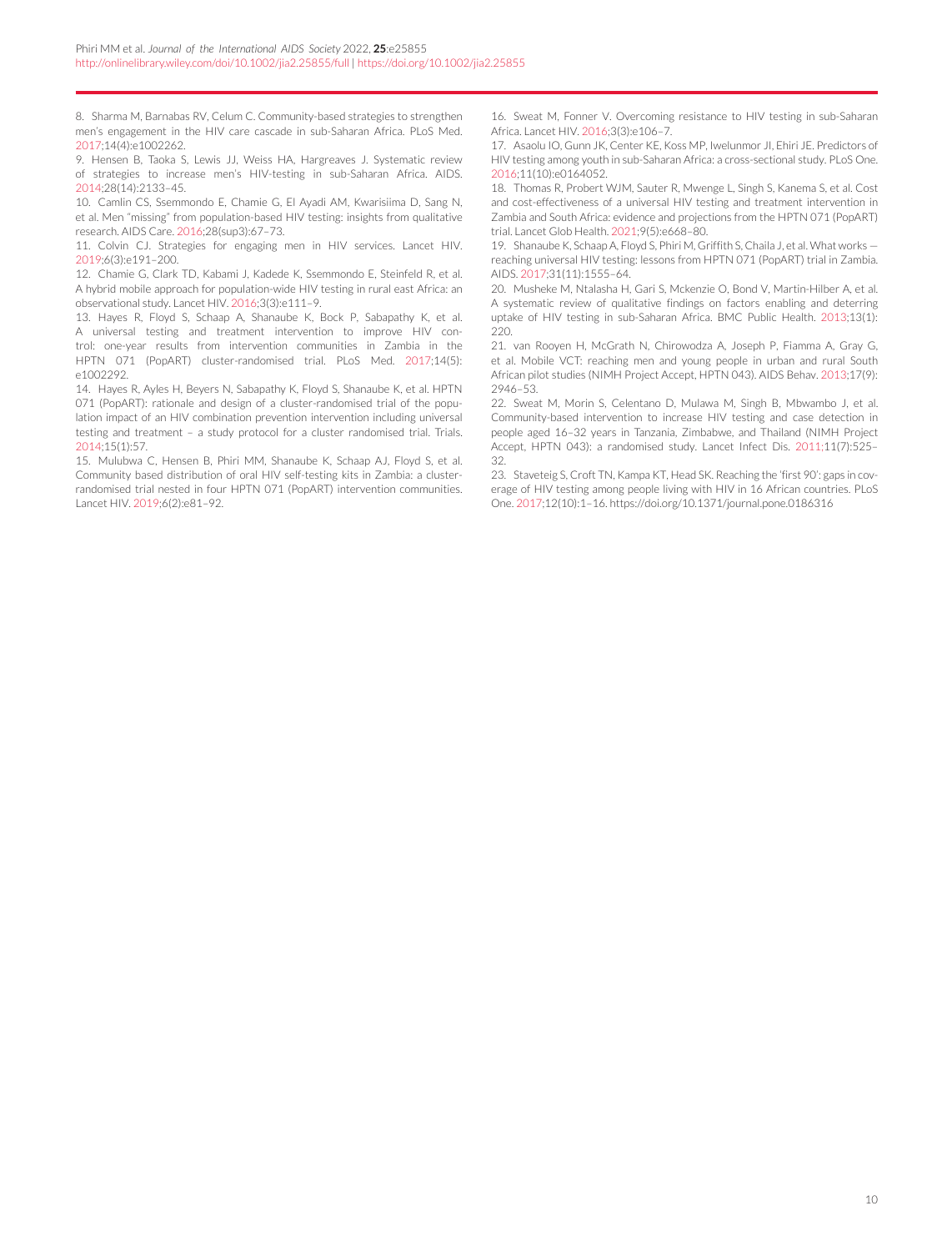8. Sharma M, Barnabas RV, Celum C. Community-based strategies to strengthen men's engagement in the HIV care cascade in sub-Saharan Africa. PLoS Med. 2017;14(4):e1002262.

9. Hensen B, Taoka S, Lewis JJ, Weiss HA, Hargreaves J. Systematic review of strategies to increase men's HIV-testing in sub-Saharan Africa. AIDS. 2014;28(14):2133–45.

10. Camlin CS, Ssemmondo E, Chamie G, El Ayadi AM, Kwarisiima D, Sang N, et al. Men "missing" from population-based HIV testing: insights from qualitative research. AIDS Care. 2016;28(sup3):67–73.

11. Colvin CJ. Strategies for engaging men in HIV services. Lancet HIV. 2019;6(3):e191–200.

12. Chamie G, Clark TD, Kabami J, Kadede K, Ssemmondo E, Steinfeld R, et al. A hybrid mobile approach for population-wide HIV testing in rural east Africa: an observational study. Lancet HIV. 2016;3(3):e111–9.

13. Hayes R, Floyd S, Schaap A, Shanaube K, Bock P, Sabapathy K, et al. A universal testing and treatment intervention to improve HIV control: one-year results from intervention communities in Zambia in the HPTN 071 (PopART) cluster-randomised trial. PLoS Med. 2017;14(5): e1002292.

14. Hayes R, Ayles H, Beyers N, Sabapathy K, Floyd S, Shanaube K, et al. HPTN 071 (PopART): rationale and design of a cluster-randomised trial of the population impact of an HIV combination prevention intervention including universal testing and treatment – a study protocol for a cluster randomised trial. Trials. 2014;15(1):57.

15. Mulubwa C, Hensen B, Phiri MM, Shanaube K, Schaap AJ, Floyd S, et al. Community based distribution of oral HIV self-testing kits in Zambia: a cluster-randomised trial nested in four HPTN 071 (PopART) intervention communities. Lancet HIV. 2019;6(2):e81–92.

16. Sweat M, Fonner V. Overcoming resistance to HIV testing in sub-Saharan Africa. Lancet HIV. 2016;3(3):e106–7.

17. Asaolu IO, Gunn JK, Center KE, Koss MP, Iwelunmor JI, Ehiri JE. Predictors of HIV testing among youth in sub-Saharan Africa: a cross-sectional study. PLoS One. 2016;11(10):e0164052.

18. Thomas R, Probert WJM, Sauter R, Mwenge L, Singh S, Kanema S, et al. Cost and cost-effectiveness of a universal HIV testing and treatment intervention in Zambia and South Africa: evidence and projections from the HPTN 071 (PopART) trial. Lancet Glob Health. 2021;9(5):e668–80.

19. Shanaube K, Schaap A, Floyd S, Phiri M, Griffith S, Chaila J, et al. What works — reaching universal HIV testing: lessons from HPTN 071 (PopART) trial in Zambia. AIDS. 2017;31(11):1555–64.

20. Musheke M, Ntalasha H, Gari S, Mckenzie O, Bond V, Martin-Hilber A, et al. A systematic review of qualitative findings on factors enabling and deterring uptake of HIV testing in sub-Saharan Africa. BMC Public Health. 2013;13(1): 220.

21. van Rooyen H, McGrath N, Chirowodza A, Joseph P, Fiamma A, Gray G, et al. Mobile VCT: reaching men and young people in urban and rural South African pilot studies (NIMH Project Accept, HPTN 043). AIDS Behav. 2013;17(9): 2946–53.

22. Sweat M, Morin S, Celentano D, Mulawa M, Singh B, Mbwambo J, et al. Community-based intervention to increase HIV testing and case detection in people aged 16–32 years in Tanzania, Zimbabwe, and Thailand (NIMH Project Accept, HPTN 043): a randomised study. Lancet Infect Dis. 2011;11(7):525–32.

23. Staveteig S, Croft TN, Kampa KT, Head SK. Reaching the 'first 90': gaps in coverage of HIV testing among people living with HIV in 16 African countries. PLoS One. 2017;12(10):1–16. https://doi.org/10.1371/journal.pone.0186316